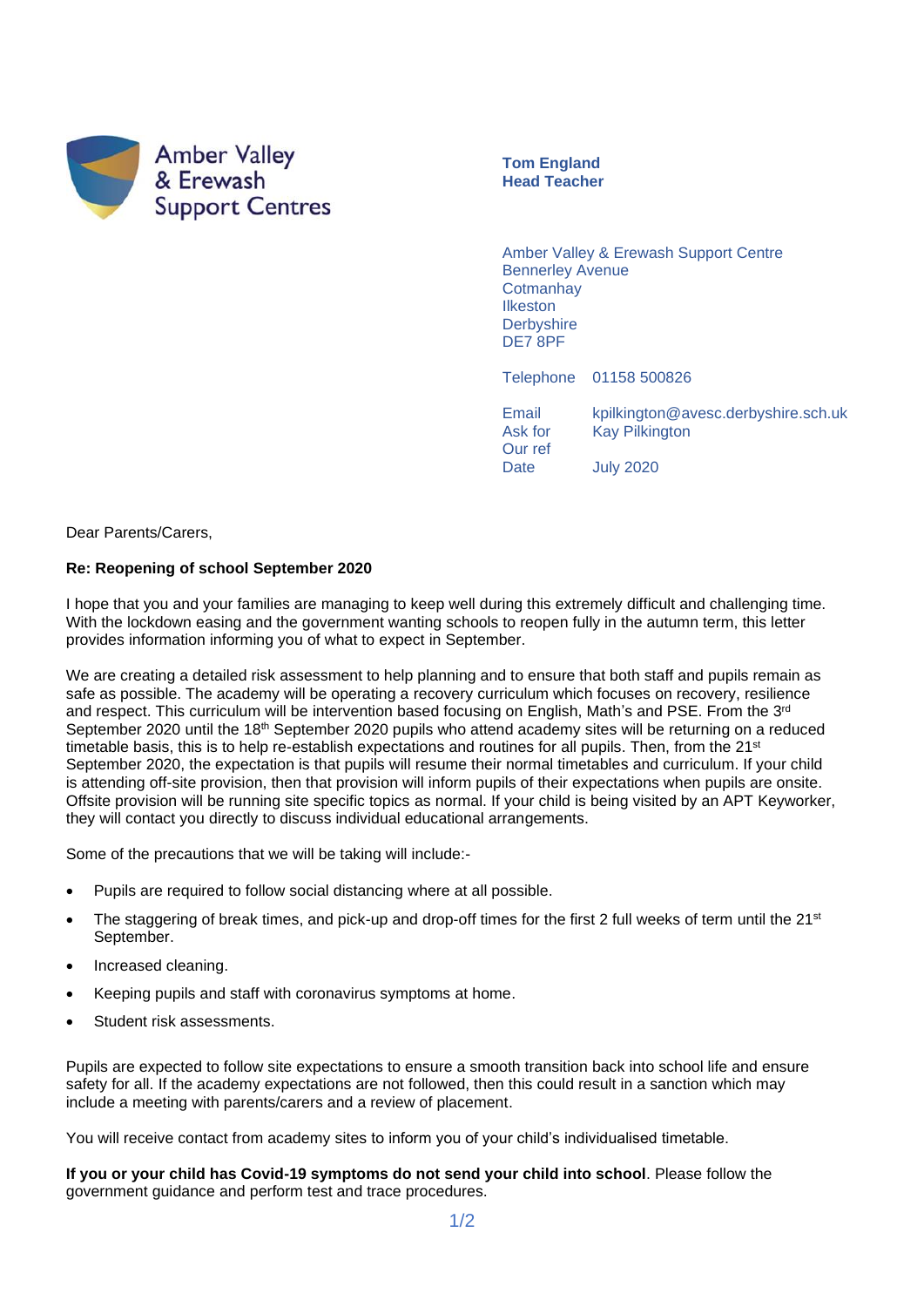Amber Valley & Erewash Support Centres

**Tom England**
**Head Teacher**

Amber Valley & Erewash Support Centre
Bennerley Avenue
Cotmanhay
Ilkeston
Derbyshire
DE7 8PF

Telephone 01158 500826

Email kpilkington@avesc.derbyshire.sch.uk
Ask for Kay Pilkington
Our ref
Date July 2020

Dear Parents/Carers,

**Re: Reopening of school September 2020**

I hope that you and your families are managing to keep well during this extremely difficult and challenging time. With the lockdown easing and the government wanting schools to reopen fully in the autumn term, this letter provides information informing you of what to expect in September.

We are creating a detailed risk assessment to help planning and to ensure that both staff and pupils remain as safe as possible. The academy will be operating a recovery curriculum which focuses on recovery, resilience and respect. This curriculum will be intervention based focusing on English, Math's and PSE. From the 3rd September 2020 until the 18th September 2020 pupils who attend academy sites will be returning on a reduced timetable basis, this is to help re-establish expectations and routines for all pupils. Then, from the 21st September 2020, the expectation is that pupils will resume their normal timetables and curriculum. If your child is attending off-site provision, then that provision will inform pupils of their expectations when pupils are onsite. Offsite provision will be running site specific topics as normal. If your child is being visited by an APT Keyworker, they will contact you directly to discuss individual educational arrangements.

Some of the precautions that we will be taking will include:-

- Pupils are required to follow social distancing where at all possible.
- The staggering of break times, and pick-up and drop-off times for the first 2 full weeks of term until the 21st September.
- Increased cleaning.
- Keeping pupils and staff with coronavirus symptoms at home.
- Student risk assessments.

Pupils are expected to follow site expectations to ensure a smooth transition back into school life and ensure safety for all. If the academy expectations are not followed, then this could result in a sanction which may include a meeting with parents/carers and a review of placement.

You will receive contact from academy sites to inform you of your child's individualised timetable.

**If you or your child has Covid-19 symptoms do not send your child into school**. Please follow the government guidance and perform test and trace procedures.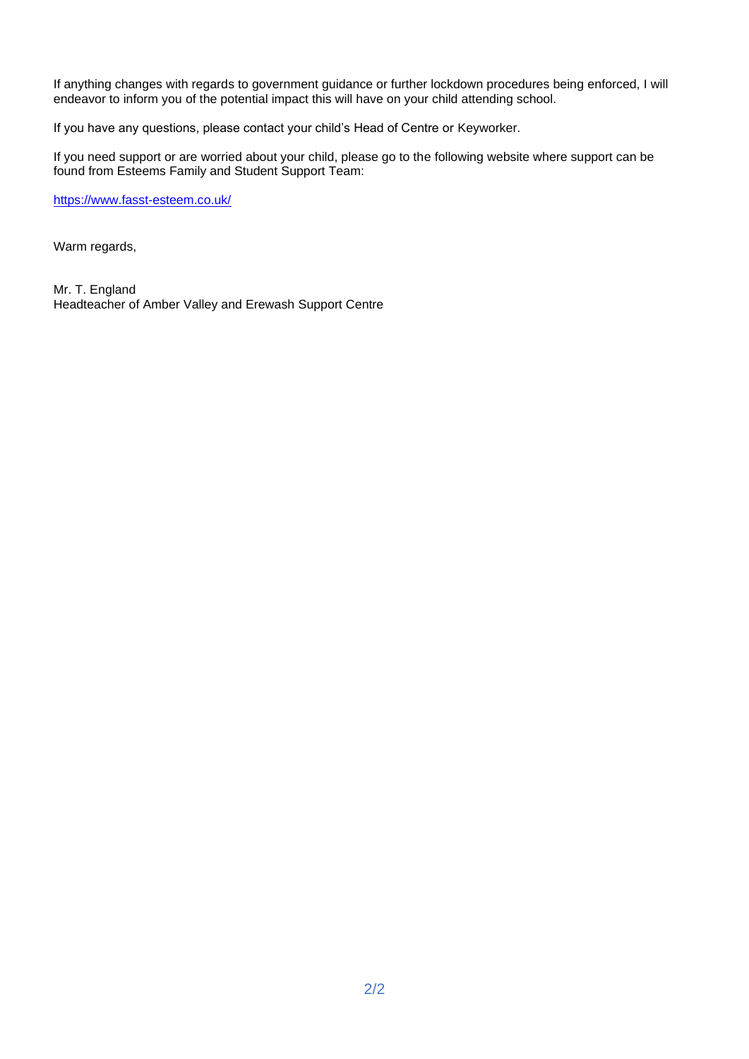If anything changes with regards to government guidance or further lockdown procedures being enforced, I will endeavor to inform you of the potential impact this will have on your child attending school.

If you have any questions, please contact your child's Head of Centre or Keyworker.

If you need support or are worried about your child, please go to the following website where support can be found from Esteems Family and Student Support Team:

https://www.fasst-esteem.co.uk/

Warm regards,

Mr. T. England
Headteacher of Amber Valley and Erewash Support Centre